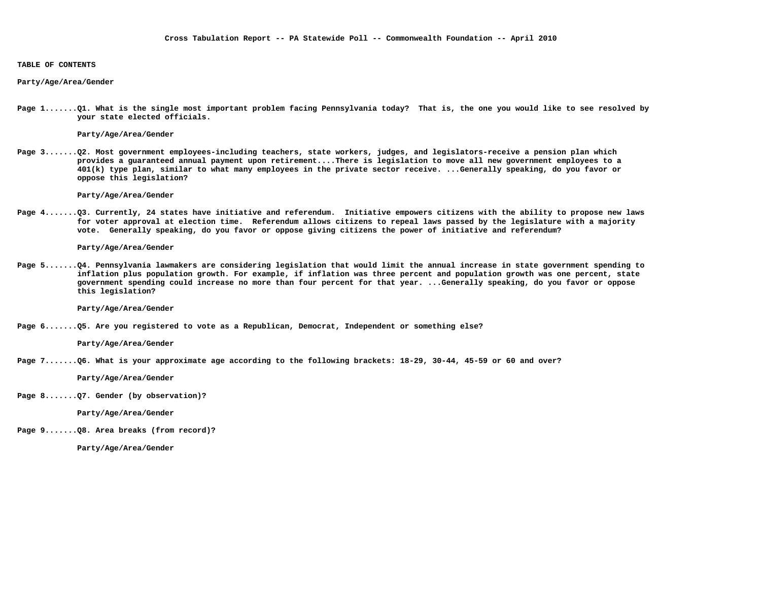# Cross Tabulation Report -- PA Statewide Poll -- Commonwealth Foundation -- April 2010

## TABLE OF CONTENTS

**Party/Age/Area/Gender**

**Page 1.......Q1. What is the single most important problem facing Pennsylvania today? That is, the one you would like to see resolved by your state elected officials.**

**Party/Age/Area/Gender**

**Page 3.......Q2. Most government employees-including teachers, state workers, judges, and legislators-receive a pension plan which provides a guaranteed annual payment upon retirement....There is legislation to move all new government employees to a 401(k) type plan, similar to what many employees in the private sector receive. ...Generally speaking, do you favor or oppose this legislation?**

**Party/Age/Area/Gender**

**Page 4.......Q3. Currently, 24 states have initiative and referendum. Initiative empowers citizens with the ability to propose new laws for voter approval at election time. Referendum allows citizens to repeal laws passed by the legislature with a majority vote. Generally speaking, do you favor or oppose giving citizens the power of initiative and referendum?**

**Party/Age/Area/Gender**

**Page 5.......Q4. Pennsylvania lawmakers are considering legislation that would limit the annual increase in state government spending to inflation plus population growth. For example, if inflation was three percent and population growth was one percent, state government spending could increase no more than four percent for that year. ...Generally speaking, do you favor or oppose this legislation?**

**Party/Age/Area/Gender**

**Page 6.......Q5. Are you registered to vote as a Republican, Democrat, Independent or something else?**

**Party/Age/Area/Gender**

**Page 7.......Q6. What is your approximate age according to the following brackets: 18-29, 30-44, 45-59 or 60 and over?**

**Party/Age/Area/Gender**

**Page 8.......Q7. Gender (by observation)?**

**Party/Age/Area/Gender**

**Page 9.......Q8. Area breaks (from record)?**

**Party/Age/Area/Gender**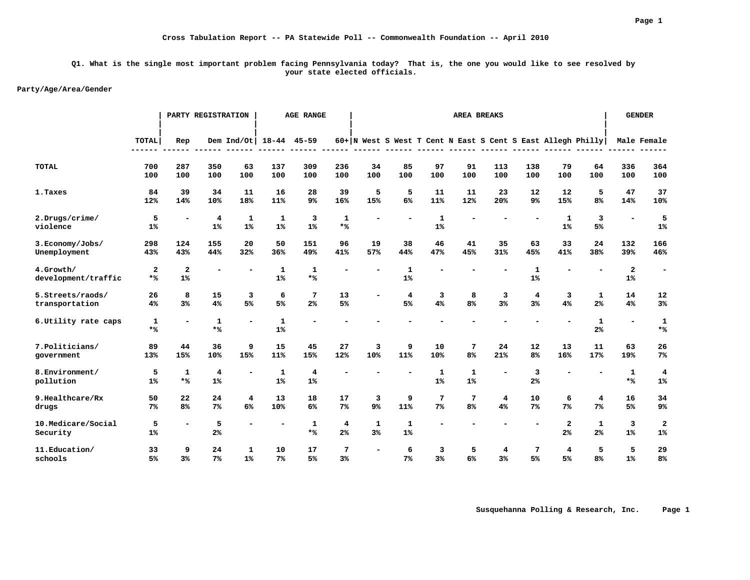Cross Tabulation Report -- PA Statewide Poll -- Commonwealth Foundation -- April 2010

Q1. What is the single most important problem facing Pennsylvania today? That is, the one you would like to see resolved by your state elected officials.

Party/Age/Area/Gender

| | | PARTY REGISTRATION | | | AGE RANGE | | | AREA BREAKS | | | | | | | | GENDER | |
|---|---|---|---|---|---|---|---|---|---|---|---|---|---|---|---|---|---|
| | TOTAL | Rep | Dem | Ind/Ot | 18-44 | 45-59 | 60+ | N West | S West | T Cent | N East | S Cent | S East | Allegh | Philly | Male | Female |
| TOTAL | 700<br>100 | 287<br>100 | 350<br>100 | 63<br>100 | 137<br>100 | 309<br>100 | 236<br>100 | 34<br>100 | 85<br>100 | 97<br>100 | 91<br>100 | 113<br>100 | 138<br>100 | 79<br>100 | 64<br>100 | 336<br>100 | 364<br>100 |
| 1.Taxes | 84<br>12% | 39<br>14% | 34<br>10% | 11<br>18% | 16<br>11% | 28<br>9% | 39<br>16% | 5<br>15% | 5<br>6% | 11<br>11% | 11<br>12% | 23<br>20% | 12<br>9% | 12<br>15% | 5<br>8% | 47<br>14% | 37<br>10% |
| 2.Drugs/crime/ violence | 5<br>1% | - | 4<br>1% | 1<br>1% | 1<br>1% | 3<br>1% | 1<br>*% | - | - | 1<br>1% | - | - | - | 1<br>1% | 3<br>5% | - | 5<br>1% |
| 3.Economy/Jobs/ Unemployment | 298<br>43% | 124<br>43% | 155<br>44% | 20<br>32% | 50<br>36% | 151<br>49% | 96<br>41% | 19<br>57% | 38<br>44% | 46<br>47% | 41<br>45% | 35<br>31% | 63<br>45% | 33<br>41% | 24<br>38% | 132<br>39% | 166<br>46% |
| 4.Growth/ development/traffic | 2<br>*% | 2<br>1% | - | - | 1<br>1% | 1<br>*% | - | - | 1<br>1% | - | - | - | 1<br>1% | - | - | 2<br>1% | - |
| 5.Streets/raods/ transportation | 26<br>4% | 8<br>3% | 15<br>4% | 3<br>5% | 6<br>5% | 7<br>2% | 13<br>5% | - | 4<br>5% | 3<br>4% | 8<br>8% | 3<br>3% | 4<br>3% | 3<br>4% | 1<br>2% | 14<br>4% | 12<br>3% |
| 6.Utility rate caps | 1<br>*% | - | 1<br>*% | - | 1<br>1% | - | - | - | - | - | - | - | - | - | 1<br>2% | - | 1<br>*% |
| 7.Politicians/ government | 89<br>13% | 44<br>15% | 36<br>10% | 9<br>15% | 15<br>11% | 45<br>15% | 27<br>12% | 3<br>10% | 9<br>11% | 10<br>10% | 7<br>8% | 24<br>21% | 12<br>8% | 13<br>16% | 11<br>17% | 63<br>19% | 26<br>7% |
| 8.Environment/ pollution | 5<br>1% | 1<br>*% | 4<br>1% | - | 1<br>1% | 4<br>1% | - | - | - | 1<br>1% | 1<br>1% | - | 3<br>2% | - | - | 1<br>*% | 4<br>1% |
| 9.Healthcare/Rx drugs | 50<br>7% | 22<br>8% | 24<br>7% | 4<br>6% | 13<br>10% | 18<br>6% | 17<br>7% | 3<br>9% | 9<br>11% | 7<br>7% | 7<br>8% | 4<br>4% | 10<br>7% | 6<br>7% | 4<br>7% | 16<br>5% | 34<br>9% |
| 10.Medicare/Social Security | 5<br>1% | - | 5<br>2% | - | - | 1<br>*% | 4<br>2% | 1<br>3% | 1<br>1% | - | - | - | - | 2<br>2% | 1<br>2% | 3<br>1% | 2<br>1% |
| 11.Education/ schools | 33<br>5% | 9<br>3% | 24<br>7% | 1<br>1% | 10<br>7% | 17<br>5% | 7<br>3% | - | 6<br>7% | 3<br>3% | 5<br>6% | 4<br>3% | 7<br>5% | 4<br>5% | 5<br>8% | 5<br>1% | 29<br>8% |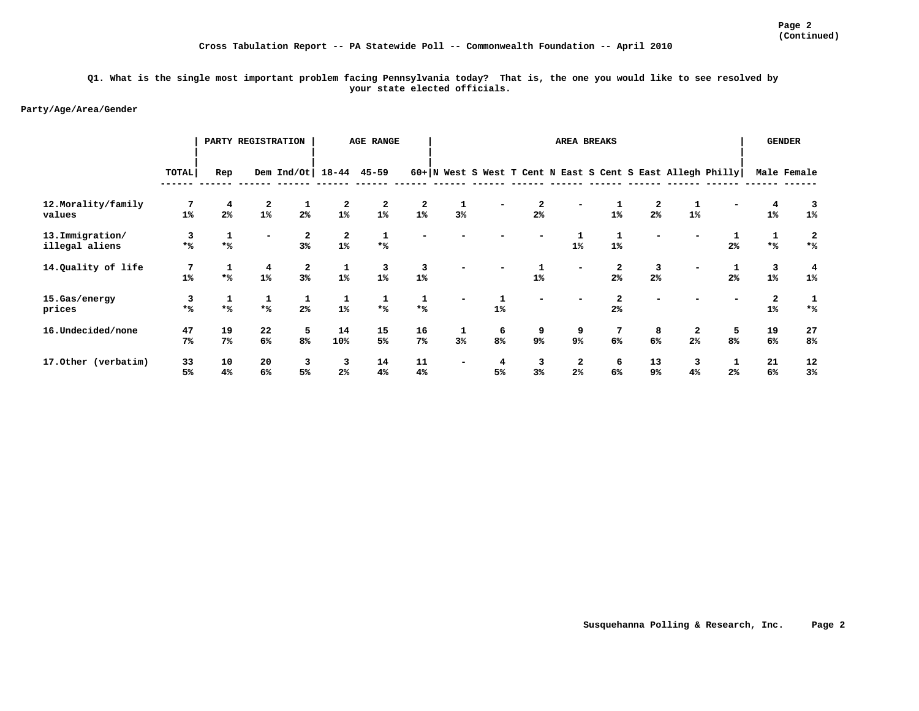Cross Tabulation Report -- PA Statewide Poll -- Commonwealth Foundation -- April 2010

Q1. What is the single most important problem facing Pennsylvania today? That is, the one you would like to see resolved by your state elected officials.

Party/Age/Area/Gender

| | | PARTY REGISTRATION | | | AGE RANGE | | | AREA BREAKS | | | | | | | | GENDER | |
|---|---|---|---|---|---|---|---|---|---|---|---|---|---|---|---|---|---|
| | TOTAL | Rep | Dem | Ind/Ot | 18-44 | 45-59 | 60+ | N West | S West | T Cent | N East | S Cent | S East | Allegh | Philly | Male | Female |
| 12.Morality/family values | 7<br>1% | 4<br>2% | 2<br>1% | 1<br>2% | 2<br>1% | 2<br>1% | 2<br>1% | 1<br>3% | - | 2<br>2% | - | 1<br>1% | 2<br>2% | 1<br>1% | - | 4<br>1% | 3<br>1% |
| 13.Immigration/ illegal aliens | 3<br>*% | 1<br>*% | - | 2<br>3% | 2<br>1% | 1<br>*% | - | - | - | - | 1<br>1% | 1<br>1% | - | - | 1<br>2% | 1<br>*% | 2<br>*% |
| 14.Quality of life | 7<br>1% | 1<br>*% | 4<br>1% | 2<br>3% | 1<br>1% | 3<br>1% | 3<br>1% | - | - | 1<br>1% | - | 2<br>2% | 3<br>2% | - | 1<br>2% | 3<br>1% | 4<br>1% |
| 15.Gas/energy prices | 3<br>*% | 1<br>*% | 1<br>*% | 1<br>2% | 1<br>1% | 1<br>*% | 1<br>*% | - | 1<br>1% | - | - | 2<br>2% | - | - | - | 2<br>1% | 1<br>*% |
| 16.Undecided/none | 47<br>7% | 19<br>7% | 22<br>6% | 5<br>8% | 14<br>10% | 15<br>5% | 16<br>7% | 1<br>3% | 6<br>8% | 9<br>9% | 9<br>9% | 7<br>6% | 8<br>6% | 2<br>2% | 5<br>8% | 19<br>6% | 27<br>8% |
| 17.Other (verbatim) | 33<br>5% | 10<br>4% | 20<br>6% | 3<br>5% | 3<br>2% | 14<br>4% | 11<br>4% | - | 4<br>5% | 3<br>3% | 2<br>2% | 6<br>6% | 13<br>9% | 3<br>4% | 1<br>2% | 21<br>6% | 12<br>3% |

Susquehanna Polling & Research, Inc.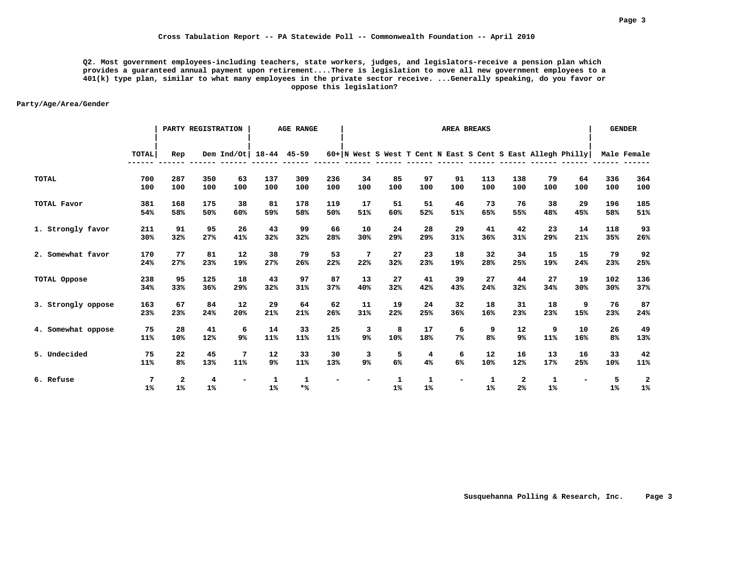Cross Tabulation Report -- PA Statewide Poll -- Commonwealth Foundation -- April 2010

Q2. Most government employees-including teachers, state workers, judges, and legislators-receive a pension plan which provides a guaranteed annual payment upon retirement....There is legislation to move all new government employees to a 401(k) type plan, similar to what many employees in the private sector receive. ...Generally speaking, do you favor or oppose this legislation?

Party/Age/Area/Gender

| | | PARTY REGISTRATION | | | AGE RANGE | | | AREA BREAKS | | | | | | | | | GENDER | |
|---|---|---|---|---|---|---|---|---|---|---|---|---|---|---|---|---|---|---|
| | TOTAL | Rep | Dem | Ind/Ot | 18-44 | 45-59 | 60+ | N West | S West | T Cent | N East | S Cent | S East | Allegh | Philly | Male | Female |
| TOTAL | 700 | 287 | 350 | 63 | 137 | 309 | 236 | 34 | 85 | 97 | 91 | 113 | 138 | 79 | 64 | 336 | 364 |
| | 100 | 100 | 100 | 100 | 100 | 100 | 100 | 100 | 100 | 100 | 100 | 100 | 100 | 100 | 100 | 100 | 100 |
| TOTAL Favor | 381 | 168 | 175 | 38 | 81 | 178 | 119 | 17 | 51 | 51 | 46 | 73 | 76 | 38 | 29 | 196 | 185 |
| | 54% | 58% | 50% | 60% | 59% | 58% | 50% | 51% | 60% | 52% | 51% | 65% | 55% | 48% | 45% | 58% | 51% |
| 1. Strongly favor | 211 | 91 | 95 | 26 | 43 | 99 | 66 | 10 | 24 | 28 | 29 | 41 | 42 | 23 | 14 | 118 | 93 |
| | 30% | 32% | 27% | 41% | 32% | 32% | 28% | 30% | 29% | 29% | 31% | 36% | 31% | 29% | 21% | 35% | 26% |
| 2. Somewhat favor | 170 | 77 | 81 | 12 | 38 | 79 | 53 | 7 | 27 | 23 | 18 | 32 | 34 | 15 | 15 | 79 | 92 |
| | 24% | 27% | 23% | 19% | 27% | 26% | 22% | 22% | 32% | 23% | 19% | 28% | 25% | 19% | 24% | 23% | 25% |
| TOTAL Oppose | 238 | 95 | 125 | 18 | 43 | 97 | 87 | 13 | 27 | 41 | 39 | 27 | 44 | 27 | 19 | 102 | 136 |
| | 34% | 33% | 36% | 29% | 32% | 31% | 37% | 40% | 32% | 42% | 43% | 24% | 32% | 34% | 30% | 30% | 37% |
| 3. Strongly oppose | 163 | 67 | 84 | 12 | 29 | 64 | 62 | 11 | 19 | 24 | 32 | 18 | 31 | 18 | 9 | 76 | 87 |
| | 23% | 23% | 24% | 20% | 21% | 21% | 26% | 31% | 22% | 25% | 36% | 16% | 23% | 23% | 15% | 23% | 24% |
| 4. Somewhat oppose | 75 | 28 | 41 | 6 | 14 | 33 | 25 | 3 | 8 | 17 | 6 | 9 | 12 | 9 | 10 | 26 | 49 |
| | 11% | 10% | 12% | 9% | 11% | 11% | 11% | 9% | 10% | 18% | 7% | 8% | 9% | 11% | 16% | 8% | 13% |
| 5. Undecided | 75 | 22 | 45 | 7 | 12 | 33 | 30 | 3 | 5 | 4 | 6 | 12 | 16 | 13 | 16 | 33 | 42 |
| | 11% | 8% | 13% | 11% | 9% | 11% | 13% | 9% | 6% | 4% | 6% | 10% | 12% | 17% | 25% | 10% | 11% |
| 6. Refuse | 7 | 2 | 4 | - | 1 | 1 | - | - | 1 | 1 | - | 1 | 2 | 1 | - | 5 | 2 |
| | 1% | 1% | 1% | | 1% | *% | | | 1% | 1% | | 1% | 2% | 1% | | 1% | 1% |

Susquehanna Polling & Research, Inc.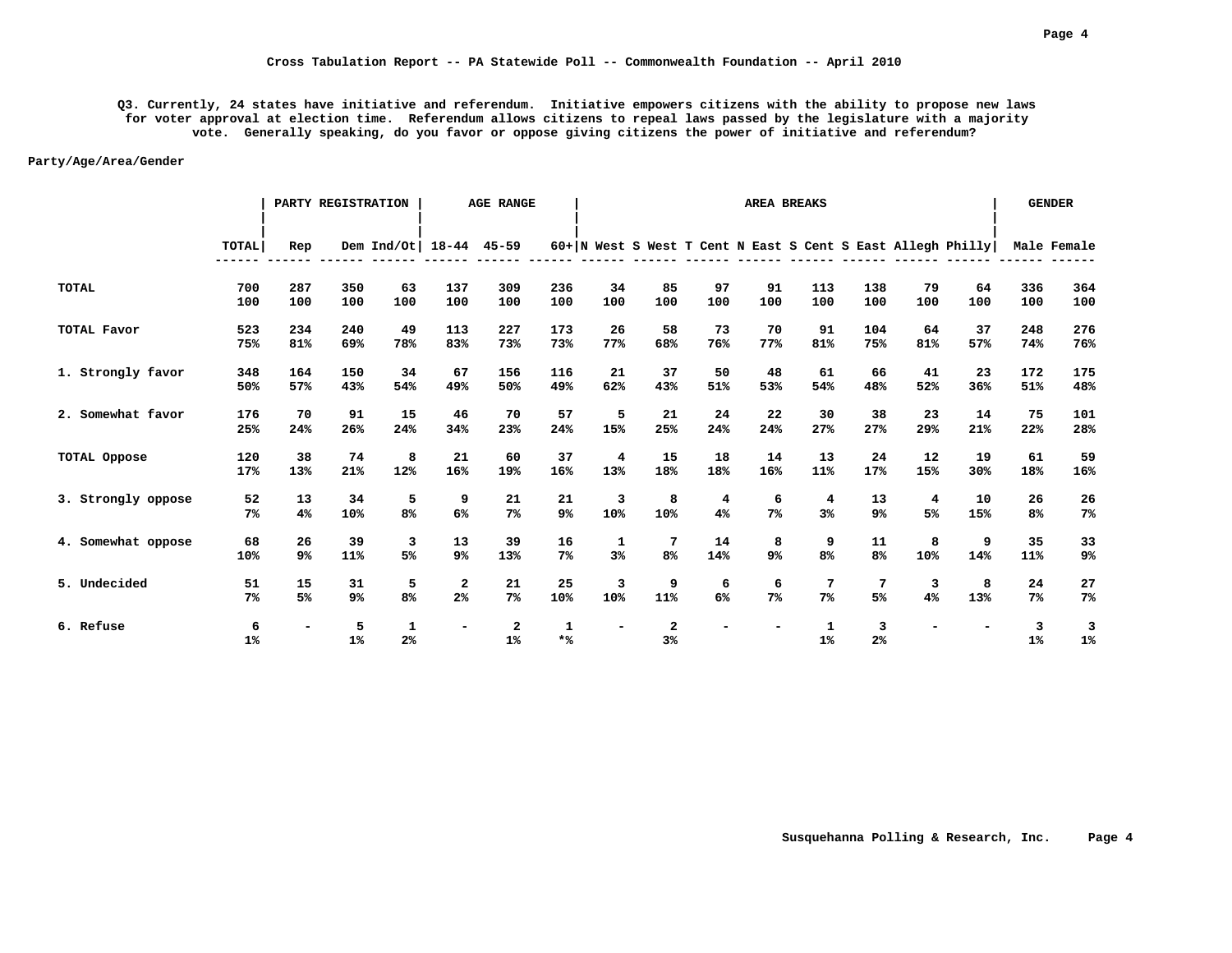**Cross Tabulation Report -- PA Statewide Poll -- Commonwealth Foundation -- April 2010**

**Q3. Currently, 24 states have initiative and referendum. Initiative empowers citizens with the ability to propose new laws for voter approval at election time. Referendum allows citizens to repeal laws passed by the legislature with a majority vote. Generally speaking, do you favor or oppose giving citizens the power of initiative and referendum?**

**Party/Age/Area/Gender**

| | | PARTY REGISTRATION | | | AGE RANGE | | | AREA BREAKS | | | | | | | | GENDER | |
|---|---|---|---|---|---|---|---|---|---|---|---|---|---|---|---|---|---|
| | TOTAL | Rep | Dem | Ind/Ot | 18-44 | 45-59 | 60+ | N West | S West | T Cent | N East | S Cent | S East | Allegh | Philly | Male | Female |
| TOTAL | 700 | 287 | 350 | 63 | 137 | 309 | 236 | 34 | 85 | 97 | 91 | 113 | 138 | 79 | 64 | 336 | 364 |
| | 100 | 100 | 100 | 100 | 100 | 100 | 100 | 100 | 100 | 100 | 100 | 100 | 100 | 100 | 100 | 100 | 100 |
| TOTAL Favor | 523 | 234 | 240 | 49 | 113 | 227 | 173 | 26 | 58 | 73 | 70 | 91 | 104 | 64 | 37 | 248 | 276 |
| | 75% | 81% | 69% | 78% | 83% | 73% | 73% | 77% | 68% | 76% | 77% | 81% | 75% | 81% | 57% | 74% | 76% |
| 1. Strongly favor | 348 | 164 | 150 | 34 | 67 | 156 | 116 | 21 | 37 | 50 | 48 | 61 | 66 | 41 | 23 | 172 | 175 |
| | 50% | 57% | 43% | 54% | 49% | 50% | 49% | 62% | 43% | 51% | 53% | 54% | 48% | 52% | 36% | 51% | 48% |
| 2. Somewhat favor | 176 | 70 | 91 | 15 | 46 | 70 | 57 | 5 | 21 | 24 | 22 | 30 | 38 | 23 | 14 | 75 | 101 |
| | 25% | 24% | 26% | 24% | 34% | 23% | 24% | 15% | 25% | 24% | 24% | 27% | 27% | 29% | 21% | 22% | 28% |
| TOTAL Oppose | 120 | 38 | 74 | 8 | 21 | 60 | 37 | 4 | 15 | 18 | 14 | 13 | 24 | 12 | 19 | 61 | 59 |
| | 17% | 13% | 21% | 12% | 16% | 19% | 16% | 13% | 18% | 18% | 16% | 11% | 17% | 15% | 30% | 18% | 16% |
| 3. Strongly oppose | 52 | 13 | 34 | 5 | 9 | 21 | 21 | 3 | 8 | 4 | 6 | 4 | 13 | 4 | 10 | 26 | 26 |
| | 7% | 4% | 10% | 8% | 6% | 7% | 9% | 10% | 10% | 4% | 7% | 3% | 9% | 5% | 15% | 8% | 7% |
| 4. Somewhat oppose | 68 | 26 | 39 | 3 | 13 | 39 | 16 | 1 | 7 | 14 | 8 | 9 | 11 | 8 | 9 | 35 | 33 |
| | 10% | 9% | 11% | 5% | 9% | 13% | 7% | 3% | 8% | 14% | 9% | 8% | 8% | 10% | 14% | 11% | 9% |
| 5. Undecided | 51 | 15 | 31 | 5 | 2 | 21 | 25 | 3 | 9 | 6 | 6 | 7 | 7 | 3 | 8 | 24 | 27 |
| | 7% | 5% | 9% | 8% | 2% | 7% | 10% | 10% | 11% | 6% | 7% | 7% | 5% | 4% | 13% | 7% | 7% |
| 6. Refuse | 6 | - | 5 | 1 | - | 2 | 1 | - | 2 | - | - | 1 | 3 | - | - | 3 | 3 |
| | 1% | | 1% | 2% | | 1% | *% | | 3% | | | 1% | 2% | | | 1% | 1% |

Susquehanna Polling & Research, Inc.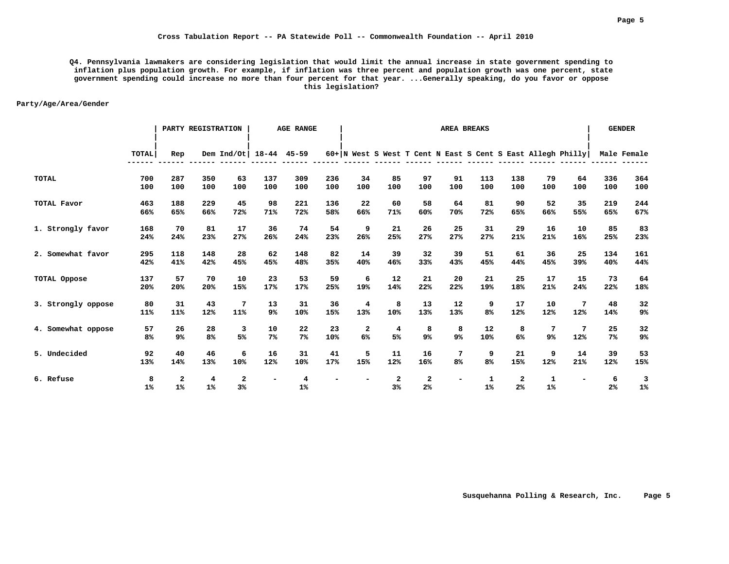Cross Tabulation Report -- PA Statewide Poll -- Commonwealth Foundation -- April 2010

**Q4. Pennsylvania lawmakers are considering legislation that would limit the annual increase in state government spending to inflation plus population growth. For example, if inflation was three percent and population growth was one percent, state government spending could increase no more than four percent for that year. ...Generally speaking, do you favor or oppose this legislation?**

**Party/Age/Area/Gender**

| | | PARTY REGISTRATION | | | AGE RANGE | | | AREA BREAKS | | | | | | | | GENDER | |
|---|---|---|---|---|---|---|---|---|---|---|---|---|---|---|---|---|---|
| | TOTAL | Rep | Dem | Ind/Ot | 18-44 | 45-59 | 60+ | N West | S West | T Cent | N East | S Cent | S East | Allegh | Philly | Male | Female |
| TOTAL | 700 | 287 | 350 | 63 | 137 | 309 | 236 | 34 | 85 | 97 | 91 | 113 | 138 | 79 | 64 | 336 | 364 |
| | 100 | 100 | 100 | 100 | 100 | 100 | 100 | 100 | 100 | 100 | 100 | 100 | 100 | 100 | 100 | 100 | 100 |
| TOTAL Favor | 463 | 188 | 229 | 45 | 98 | 221 | 136 | 22 | 60 | 58 | 64 | 81 | 90 | 52 | 35 | 219 | 244 |
| | 66% | 65% | 66% | 72% | 71% | 72% | 58% | 66% | 71% | 60% | 70% | 72% | 65% | 66% | 55% | 65% | 67% |
| 1. Strongly favor | 168 | 70 | 81 | 17 | 36 | 74 | 54 | 9 | 21 | 26 | 25 | 31 | 29 | 16 | 10 | 85 | 83 |
| | 24% | 24% | 23% | 27% | 26% | 24% | 23% | 26% | 25% | 27% | 27% | 27% | 21% | 21% | 16% | 25% | 23% |
| 2. Somewhat favor | 295 | 118 | 148 | 28 | 62 | 148 | 82 | 14 | 39 | 32 | 39 | 51 | 61 | 36 | 25 | 134 | 161 |
| | 42% | 41% | 42% | 45% | 45% | 48% | 35% | 40% | 46% | 33% | 43% | 45% | 44% | 45% | 39% | 40% | 44% |
| TOTAL Oppose | 137 | 57 | 70 | 10 | 23 | 53 | 59 | 6 | 12 | 21 | 20 | 21 | 25 | 17 | 15 | 73 | 64 |
| | 20% | 20% | 20% | 15% | 17% | 17% | 25% | 19% | 14% | 22% | 22% | 19% | 18% | 21% | 24% | 22% | 18% |
| 3. Strongly oppose | 80 | 31 | 43 | 7 | 13 | 31 | 36 | 4 | 8 | 13 | 12 | 9 | 17 | 10 | 7 | 48 | 32 |
| | 11% | 11% | 12% | 11% | 9% | 10% | 15% | 13% | 10% | 13% | 13% | 8% | 12% | 12% | 12% | 14% | 9% |
| 4. Somewhat oppose | 57 | 26 | 28 | 3 | 10 | 22 | 23 | 2 | 4 | 8 | 8 | 12 | 8 | 7 | 7 | 25 | 32 |
| | 8% | 9% | 8% | 5% | 7% | 7% | 10% | 6% | 5% | 9% | 9% | 10% | 6% | 9% | 12% | 7% | 9% |
| 5. Undecided | 92 | 40 | 46 | 6 | 16 | 31 | 41 | 5 | 11 | 16 | 7 | 9 | 21 | 9 | 14 | 39 | 53 |
| | 13% | 14% | 13% | 10% | 12% | 10% | 17% | 15% | 12% | 16% | 8% | 8% | 15% | 12% | 21% | 12% | 15% |
| 6. Refuse | 8 | 2 | 4 | 2 | - | 4 | - | - | 2 | 2 | - | 1 | 2 | 1 | - | 6 | 3 |
| | 1% | 1% | 1% | 3% | | 1% | | | 3% | 2% | | 1% | 2% | 1% | | 2% | 1% |

Susquehanna Polling & Research, Inc.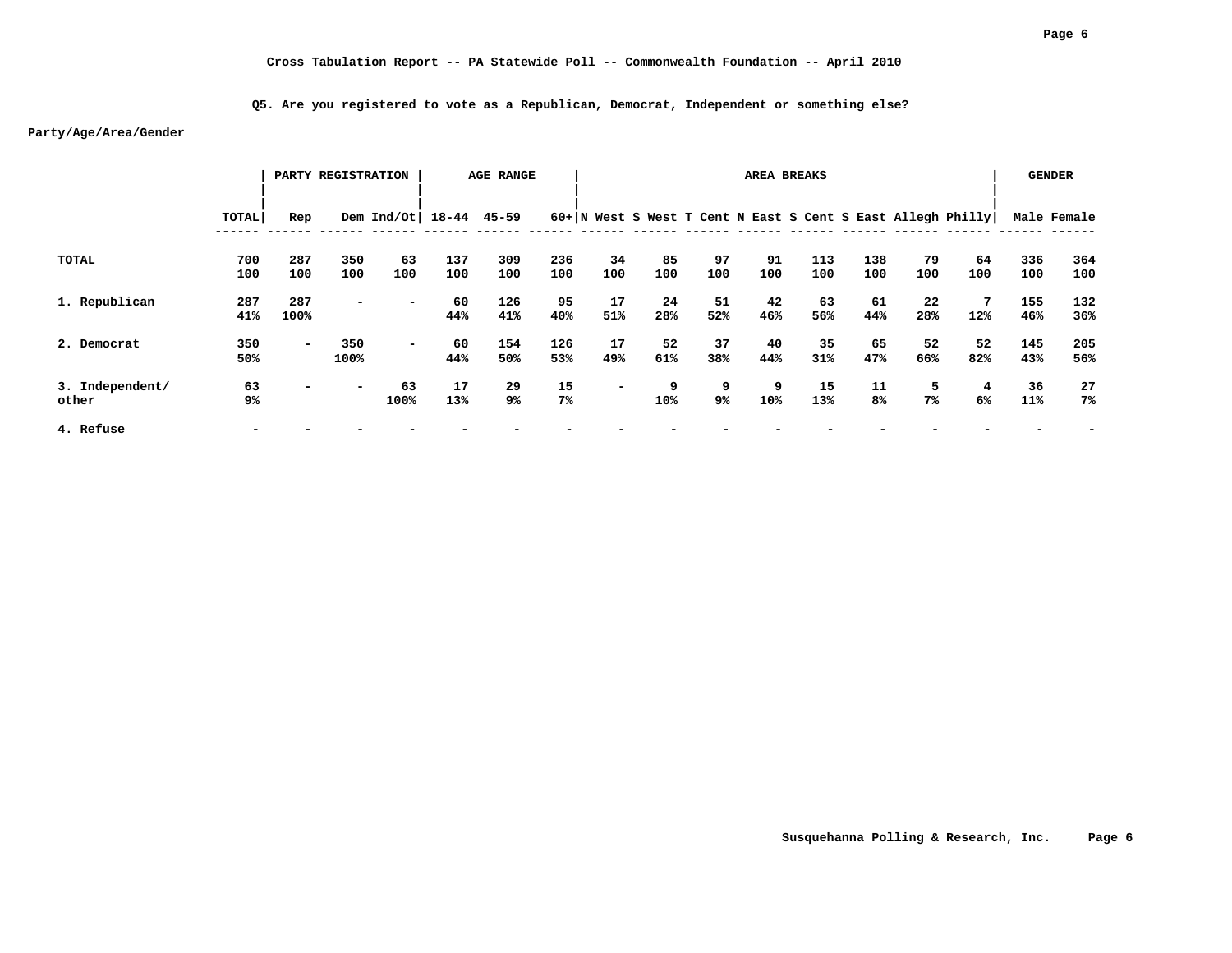# Cross Tabulation Report -- PA Statewide Poll -- Commonwealth Foundation -- April 2010

## Q5. Are you registered to vote as a Republican, Democrat, Independent or something else?

**Party/Age/Area/Gender**

| | | PARTY REGISTRATION | | | AGE RANGE | | | AREA BREAKS | | | | | | | | GENDER | |
|---|---|---|---|---|---|---|---|---|---|---|---|---|---|---|---|---|---|
| | TOTAL | Rep | Dem | Ind/Ot | 18-44 | 45-59 | 60+ | N West | S West | T Cent | N East | S Cent | S East | Allegh | Philly | Male | Female |
| TOTAL | 700 | 287 | 350 | 63 | 137 | 309 | 236 | 34 | 85 | 97 | 91 | 113 | 138 | 79 | 64 | 336 | 364 |
| | 100 | 100 | 100 | 100 | 100 | 100 | 100 | 100 | 100 | 100 | 100 | 100 | 100 | 100 | 100 | 100 | 100 |
| 1. Republican | 287 | 287 | - | - | 60 | 126 | 95 | 17 | 24 | 51 | 42 | 63 | 61 | 22 | 7 | 155 | 132 |
| | 41% | 100% | | | 44% | 41% | 40% | 51% | 28% | 52% | 46% | 56% | 44% | 28% | 12% | 46% | 36% |
| 2. Democrat | 350 | - | 350 | - | 60 | 154 | 126 | 17 | 52 | 37 | 40 | 35 | 65 | 52 | 52 | 145 | 205 |
| | 50% | | 100% | | 44% | 50% | 53% | 49% | 61% | 38% | 44% | 31% | 47% | 66% | 82% | 43% | 56% |
| 3. Independent/ other | 63 | - | - | 63 | 17 | 29 | 15 | - | 9 | 9 | 9 | 15 | 11 | 5 | 4 | 36 | 27 |
| | 9% | | | 100% | 13% | 9% | 7% | | 10% | 9% | 10% | 13% | 8% | 7% | 6% | 11% | 7% |
| 4. Refuse | - | - | - | - | - | - | - | - | - | - | - | - | - | - | - | - | - |

Susquehanna Polling & Research, Inc.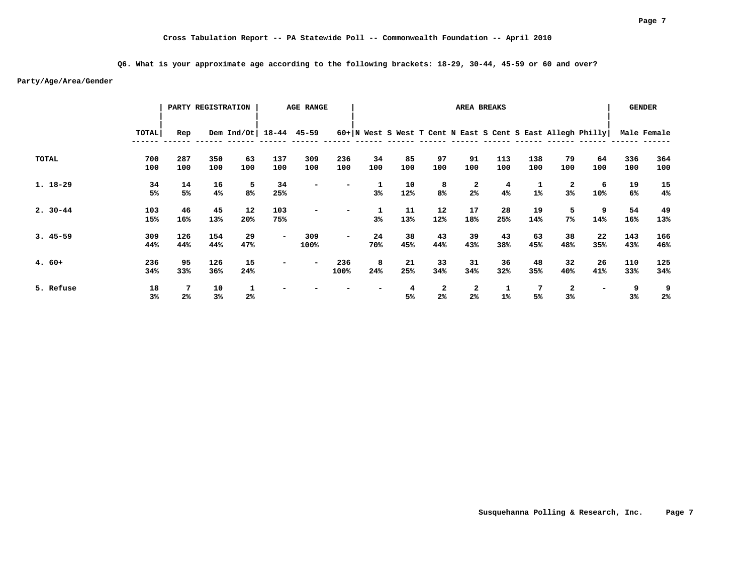Cross Tabulation Report -- PA Statewide Poll -- Commonwealth Foundation -- April 2010

Q6. What is your approximate age according to the following brackets: 18-29, 30-44, 45-59 or 60 and over?

Party/Age/Area/Gender

| | | PARTY REGISTRATION | | | AGE RANGE | | | AREA BREAKS | | | | | | | | GENDER | |
|---|---|---|---|---|---|---|---|---|---|---|---|---|---|---|---|---|---|
| | TOTAL | Rep | Dem | Ind/Ot | 18-44 | 45-59 | 60+ | N West | S West | T Cent | N East | S Cent | S East | Allegh | Philly | Male | Female |
| TOTAL | 700 | 287 | 350 | 63 | 137 | 309 | 236 | 34 | 85 | 97 | 91 | 113 | 138 | 79 | 64 | 336 | 364 |
| | 100 | 100 | 100 | 100 | 100 | 100 | 100 | 100 | 100 | 100 | 100 | 100 | 100 | 100 | 100 | 100 | 100 |
| 1. 18-29 | 34 | 14 | 16 | 5 | 34 | - | - | 1 | 10 | 8 | 2 | 4 | 1 | 2 | 6 | 19 | 15 |
| | 5% | 5% | 4% | 8% | 25% | | | 3% | 12% | 8% | 2% | 4% | 1% | 3% | 10% | 6% | 4% |
| 2. 30-44 | 103 | 46 | 45 | 12 | 103 | - | - | 1 | 11 | 12 | 17 | 28 | 19 | 5 | 9 | 54 | 49 |
| | 15% | 16% | 13% | 20% | 75% | | | 3% | 13% | 12% | 18% | 25% | 14% | 7% | 14% | 16% | 13% |
| 3. 45-59 | 309 | 126 | 154 | 29 | - | 309 | - | 24 | 38 | 43 | 39 | 43 | 63 | 38 | 22 | 143 | 166 |
| | 44% | 44% | 44% | 47% | | 100% | | 70% | 45% | 44% | 43% | 38% | 45% | 48% | 35% | 43% | 46% |
| 4. 60+ | 236 | 95 | 126 | 15 | - | - | 236 | 8 | 21 | 33 | 31 | 36 | 48 | 32 | 26 | 110 | 125 |
| | 34% | 33% | 36% | 24% | | | 100% | 24% | 25% | 34% | 34% | 32% | 35% | 40% | 41% | 33% | 34% |
| 5. Refuse | 18 | 7 | 10 | 1 | - | - | - | - | 4 | 2 | 2 | 1 | 7 | 2 | - | 9 | 9 |
| | 3% | 2% | 3% | 2% | | | | | 5% | 2% | 2% | 1% | 5% | 3% | | 3% | 2% |

Susquehanna Polling & Research, Inc.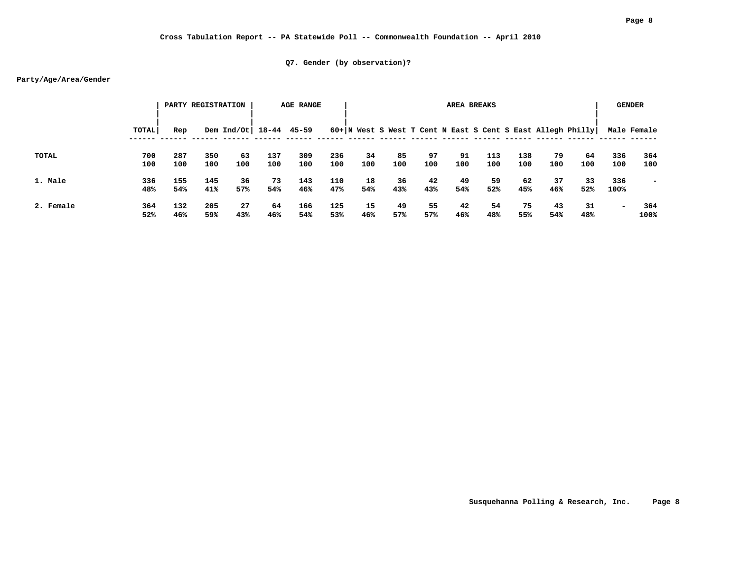Cross Tabulation Report -- PA Statewide Poll -- Commonwealth Foundation -- April 2010

**Q7. Gender (by observation)?**

**Party/Age/Area/Gender**

| | | PARTY REGISTRATION | | | AGE RANGE | | | AREA BREAKS | | | | | | | | GENDER | |
|---|---|---|---|---|---|---|---|---|---|---|---|---|---|---|---|---|---|
| | TOTAL | Rep | Dem | Ind/Ot | 18-44 | 45-59 | 60+ | N West | S West | T Cent | N East | S Cent | S East | Allegh | Philly | Male | Female |
| TOTAL | 700<br>100 | 287<br>100 | 350<br>100 | 63<br>100 | 137<br>100 | 309<br>100 | 236<br>100 | 34<br>100 | 85<br>100 | 97<br>100 | 91<br>100 | 113<br>100 | 138<br>100 | 79<br>100 | 64<br>100 | 336<br>100 | 364<br>100 |
| 1. Male | 336<br>48% | 155<br>54% | 145<br>41% | 36<br>57% | 73<br>54% | 143<br>46% | 110<br>47% | 18<br>54% | 36<br>43% | 42<br>43% | 49<br>54% | 59<br>52% | 62<br>45% | 37<br>46% | 33<br>52% | 336<br>100% | - |
| 2. Female | 364<br>52% | 132<br>46% | 205<br>59% | 27<br>43% | 64<br>46% | 166<br>54% | 125<br>53% | 15<br>46% | 49<br>57% | 55<br>57% | 42<br>46% | 54<br>48% | 75<br>55% | 43<br>54% | 31<br>48% | - | 364<br>100% |

Susquehanna Polling & Research, Inc.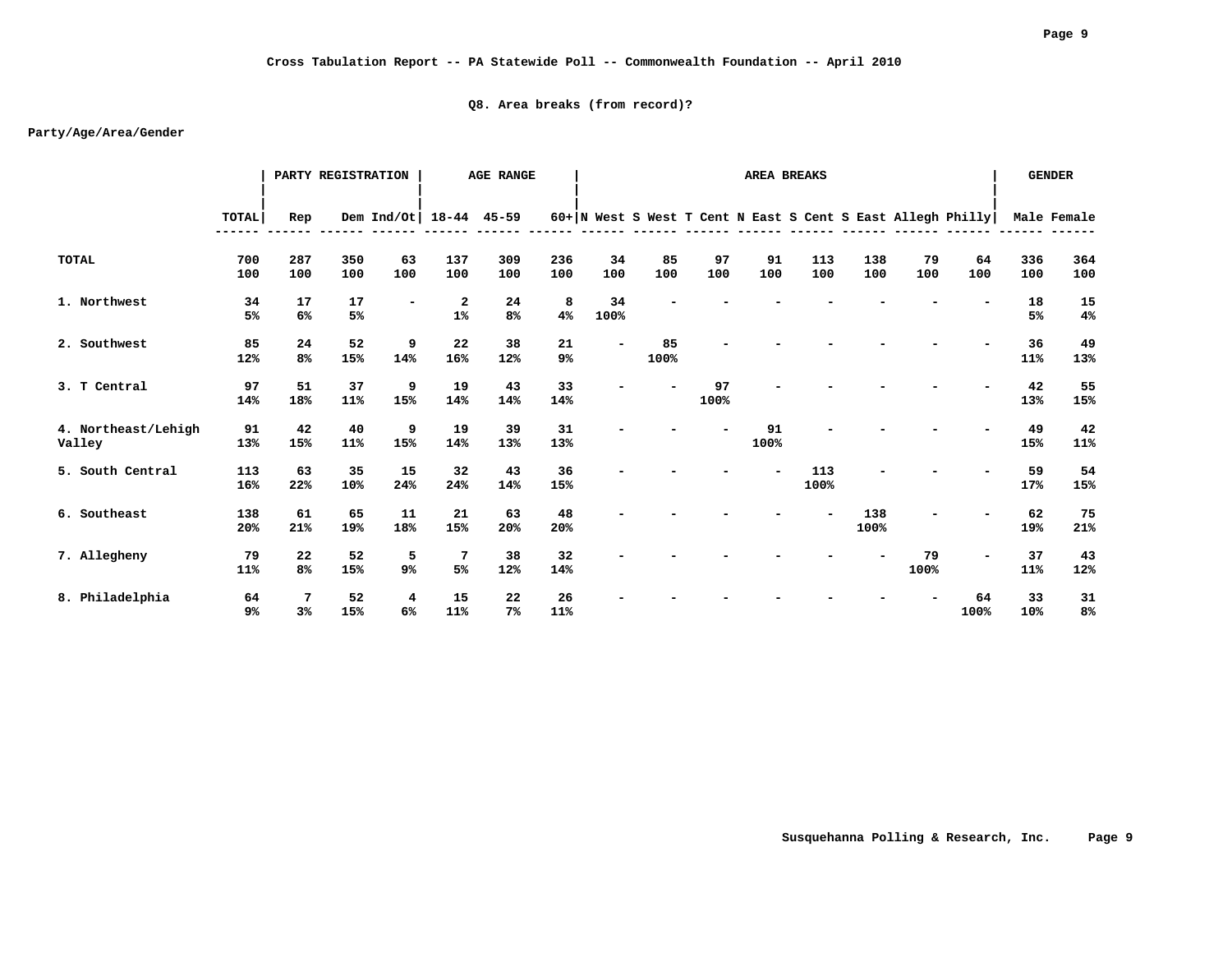## Cross Tabulation Report -- PA Statewide Poll -- Commonwealth Foundation -- April 2010

### Q8. Area breaks (from record)?

**Party/Age/Area/Gender**

| | TOTAL | PARTY REGISTRATION | | | AGE RANGE | | | AREA BREAKS | | | | | | | | GENDER | |
|---|---|---|---|---|---|---|---|---|---|---|---|---|---|---|---|---|---|
| | | Rep | Dem | Ind/Ot | 18-44 | 45-59 | 60+ | N West | S West | T Cent | N East | S Cent | S East | Allegh | Philly | Male | Female |
| **TOTAL** | 700<br>100 | 287<br>100 | 350<br>100 | 63<br>100 | 137<br>100 | 309<br>100 | 236<br>100 | 34<br>100 | 85<br>100 | 97<br>100 | 91<br>100 | 113<br>100 | 138<br>100 | 79<br>100 | 64<br>100 | 336<br>100 | 364<br>100 |
| **1. Northwest** | 34<br>5% | 17<br>6% | 17<br>5% | - | 2<br>1% | 24<br>8% | 8<br>4% | 34<br>100% | - | - | - | - | - | - | - | 18<br>5% | 15<br>4% |
| **2. Southwest** | 85<br>12% | 24<br>8% | 52<br>15% | 9<br>14% | 22<br>16% | 38<br>12% | 21<br>9% | - | 85<br>100% | - | - | - | - | - | - | 36<br>11% | 49<br>13% |
| **3. T Central** | 97<br>14% | 51<br>18% | 37<br>11% | 9<br>15% | 19<br>14% | 43<br>14% | 33<br>14% | - | - | 97<br>100% | - | - | - | - | - | 42<br>13% | 55<br>15% |
| **4. Northeast/Lehigh Valley** | 91<br>13% | 42<br>15% | 40<br>11% | 9<br>15% | 19<br>14% | 39<br>13% | 31<br>13% | - | - | - | 91<br>100% | - | - | - | - | 49<br>15% | 42<br>11% |
| **5. South Central** | 113<br>16% | 63<br>22% | 35<br>10% | 15<br>24% | 32<br>24% | 43<br>14% | 36<br>15% | - | - | - | - | 113<br>100% | - | - | - | 59<br>17% | 54<br>15% |
| **6. Southeast** | 138<br>20% | 61<br>21% | 65<br>19% | 11<br>18% | 21<br>15% | 63<br>20% | 48<br>20% | - | - | - | - | - | 138<br>100% | - | - | 62<br>19% | 75<br>21% |
| **7. Allegheny** | 79<br>11% | 22<br>8% | 52<br>15% | 5<br>9% | 7<br>5% | 38<br>12% | 32<br>14% | - | - | - | - | - | - | 79<br>100% | - | 37<br>11% | 43<br>12% |
| **8. Philadelphia** | 64<br>9% | 7<br>3% | 52<br>15% | 4<br>6% | 15<br>11% | 22<br>7% | 26<br>11% | - | - | - | - | - | - | - | 64<br>100% | 33<br>10% | 31<br>8% |

Susquehanna Polling & Research, Inc.